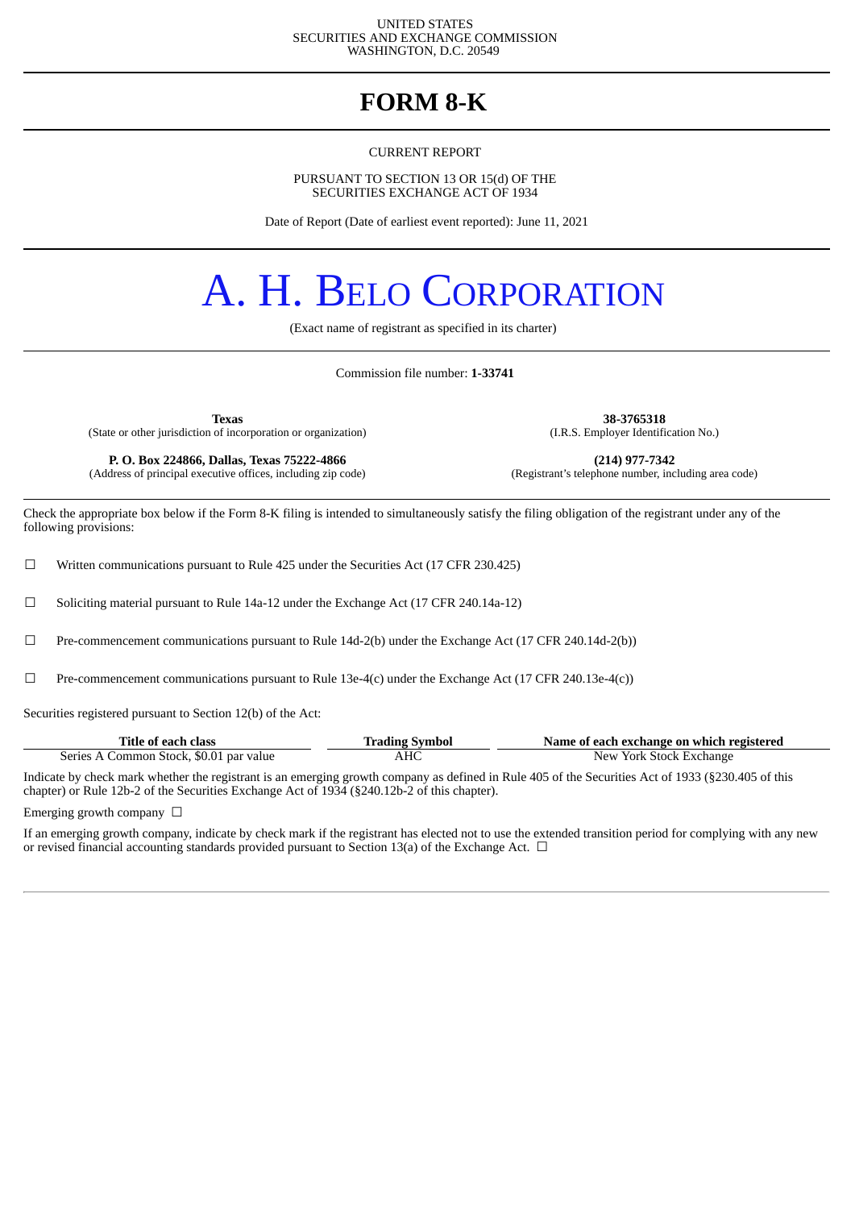UNITED STATES
SECURITIES AND EXCHANGE COMMISSION
WASHINGTON, D.C. 20549

# FORM 8-K

CURRENT REPORT

PURSUANT TO SECTION 13 OR 15(d) OF THE
SECURITIES EXCHANGE ACT OF 1934

Date of Report (Date of earliest event reported): June 11, 2021

# A. H. BELO CORPORATION

(Exact name of registrant as specified in its charter)

Commission file number: **1-33741**

| **Texas** | **38-3765318** |
|---|---|
| (State or other jurisdiction of incorporation or organization) | (I.R.S. Employer Identification No.) |
| **P. O. Box 224866, Dallas, Texas 75222-4866** | **(214) 977-7342** |
| (Address of principal executive offices, including zip code) | (Registrant's telephone number, including area code) |

Check the appropriate box below if the Form 8-K filing is intended to simultaneously satisfy the filing obligation of the registrant under any of the following provisions:

☐ Written communications pursuant to Rule 425 under the Securities Act (17 CFR 230.425)

☐ Soliciting material pursuant to Rule 14a-12 under the Exchange Act (17 CFR 240.14a-12)

☐ Pre-commencement communications pursuant to Rule 14d-2(b) under the Exchange Act (17 CFR 240.14d-2(b))

☐ Pre-commencement communications pursuant to Rule 13e-4(c) under the Exchange Act (17 CFR 240.13e-4(c))

Securities registered pursuant to Section 12(b) of the Act:

| Title of each class | Trading Symbol | Name of each exchange on which registered |
|---|---|---|
| Series A Common Stock, $0.01 par value | AHC | New York Stock Exchange |

Indicate by check mark whether the registrant is an emerging growth company as defined in Rule 405 of the Securities Act of 1933 (§230.405 of this chapter) or Rule 12b-2 of the Securities Exchange Act of 1934 (§240.12b-2 of this chapter).

Emerging growth company ☐

If an emerging growth company, indicate by check mark if the registrant has elected not to use the extended transition period for complying with any new or revised financial accounting standards provided pursuant to Section 13(a) of the Exchange Act. ☐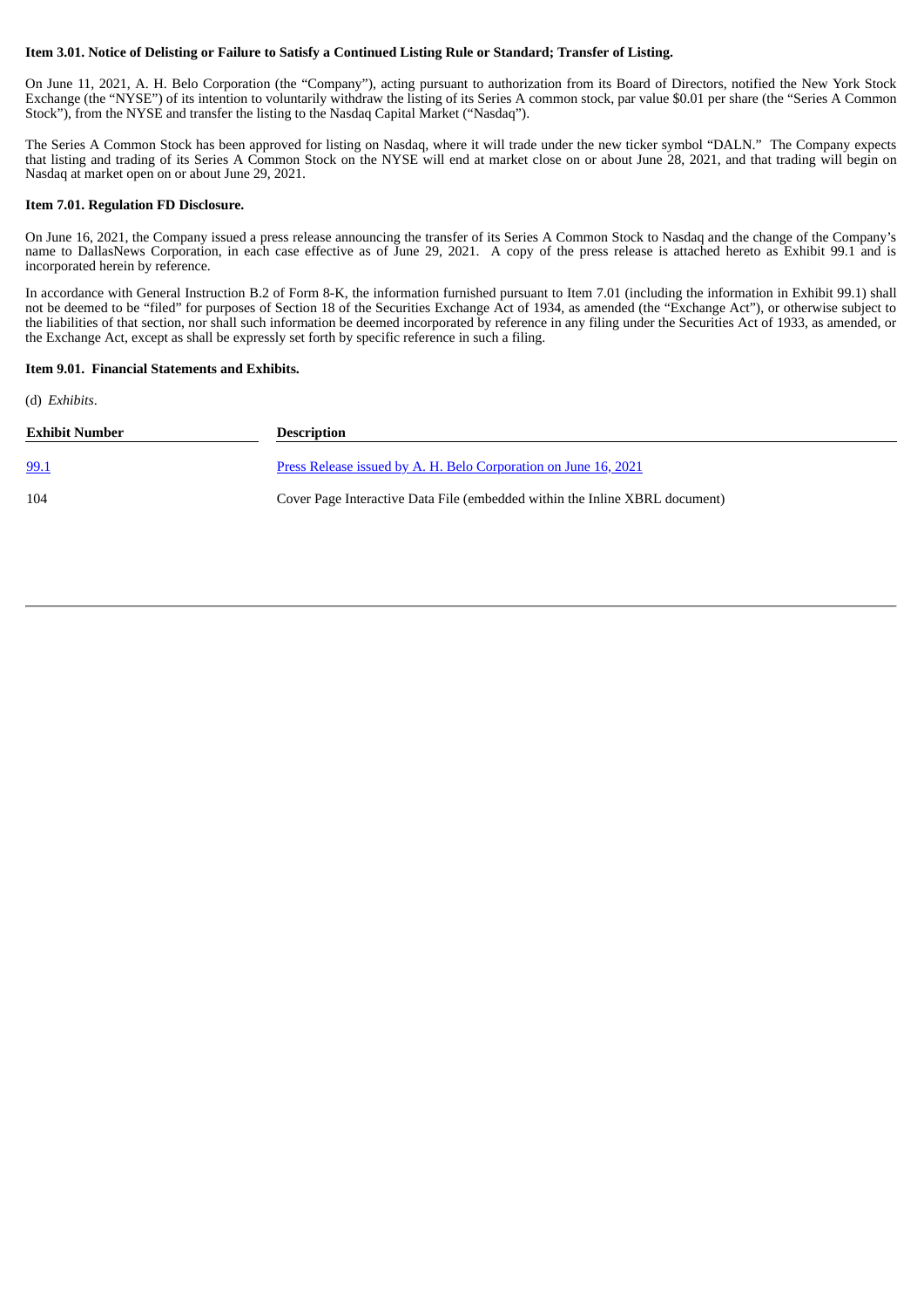**Item 3.01. Notice of Delisting or Failure to Satisfy a Continued Listing Rule or Standard; Transfer of Listing.**

On June 11, 2021, A. H. Belo Corporation (the "Company"), acting pursuant to authorization from its Board of Directors, notified the New York Stock Exchange (the "NYSE") of its intention to voluntarily withdraw the listing of its Series A common stock, par value $0.01 per share (the "Series A Common Stock"), from the NYSE and transfer the listing to the Nasdaq Capital Market ("Nasdaq").

The Series A Common Stock has been approved for listing on Nasdaq, where it will trade under the new ticker symbol "DALN." The Company expects that listing and trading of its Series A Common Stock on the NYSE will end at market close on or about June 28, 2021, and that trading will begin on Nasdaq at market open on or about June 29, 2021.

**Item 7.01. Regulation FD Disclosure.**

On June 16, 2021, the Company issued a press release announcing the transfer of its Series A Common Stock to Nasdaq and the change of the Company's name to DallasNews Corporation, in each case effective as of June 29, 2021. A copy of the press release is attached hereto as Exhibit 99.1 and is incorporated herein by reference.

In accordance with General Instruction B.2 of Form 8-K, the information furnished pursuant to Item 7.01 (including the information in Exhibit 99.1) shall not be deemed to be "filed" for purposes of Section 18 of the Securities Exchange Act of 1934, as amended (the "Exchange Act"), or otherwise subject to the liabilities of that section, nor shall such information be deemed incorporated by reference in any filing under the Securities Act of 1933, as amended, or the Exchange Act, except as shall be expressly set forth by specific reference in such a filing.

**Item 9.01. Financial Statements and Exhibits.**

(d) *Exhibits*.

| Exhibit Number | Description |
|---|---|
| 99.1 | Press Release issued by A. H. Belo Corporation on June 16, 2021 |
| 104 | Cover Page Interactive Data File (embedded within the Inline XBRL document) |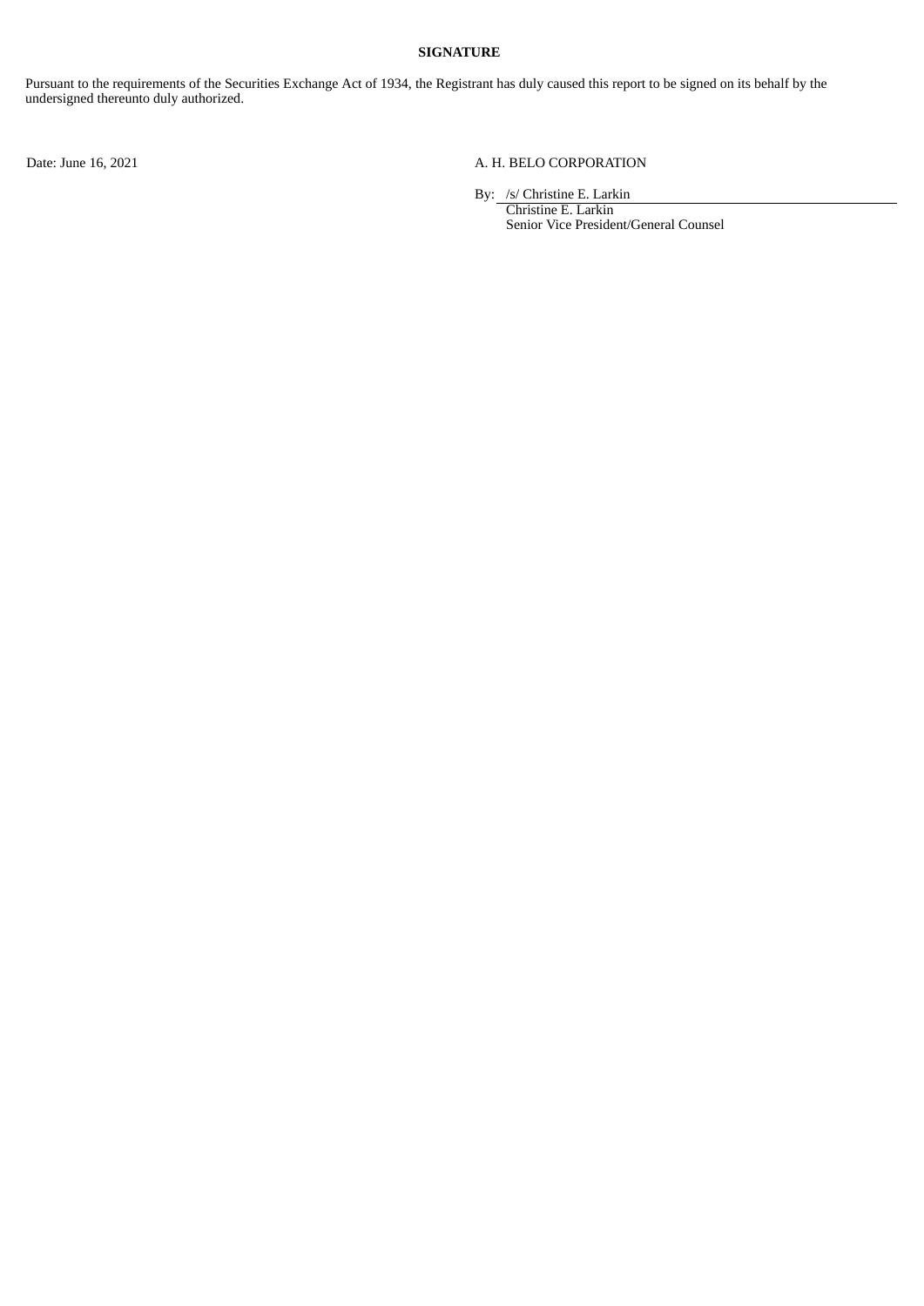**SIGNATURE**

Pursuant to the requirements of the Securities Exchange Act of 1934, the Registrant has duly caused this report to be signed on its behalf by the undersigned thereunto duly authorized.

Date: June 16, 2021

A. H. BELO CORPORATION

By: /s/ Christine E. Larkin
Christine E. Larkin
Senior Vice President/General Counsel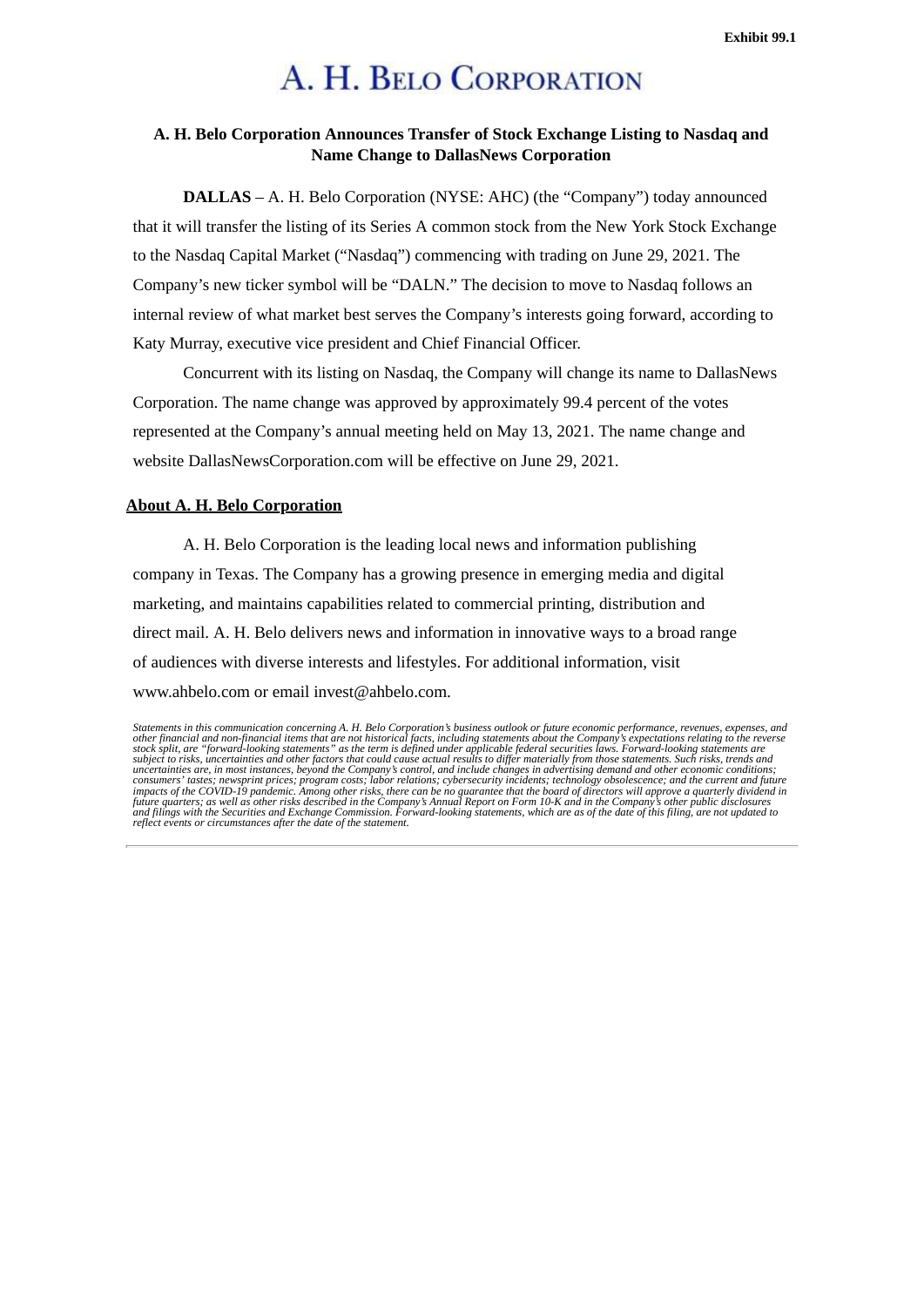Exhibit 99.1

# A. H. Belo Corporation

**A. H. Belo Corporation Announces Transfer of Stock Exchange Listing to Nasdaq and Name Change to DallasNews Corporation**

**DALLAS** – A. H. Belo Corporation (NYSE: AHC) (the "Company") today announced that it will transfer the listing of its Series A common stock from the New York Stock Exchange to the Nasdaq Capital Market ("Nasdaq") commencing with trading on June 29, 2021. The Company's new ticker symbol will be "DALN." The decision to move to Nasdaq follows an internal review of what market best serves the Company's interests going forward, according to Katy Murray, executive vice president and Chief Financial Officer.

Concurrent with its listing on Nasdaq, the Company will change its name to DallasNews Corporation. The name change was approved by approximately 99.4 percent of the votes represented at the Company's annual meeting held on May 13, 2021. The name change and website DallasNewsCorporation.com will be effective on June 29, 2021.

## About A. H. Belo Corporation

A. H. Belo Corporation is the leading local news and information publishing company in Texas. The Company has a growing presence in emerging media and digital marketing, and maintains capabilities related to commercial printing, distribution and direct mail. A. H. Belo delivers news and information in innovative ways to a broad range of audiences with diverse interests and lifestyles. For additional information, visit www.ahbelo.com or email invest@ahbelo.com.

*Statements in this communication concerning A. H. Belo Corporation's business outlook or future economic performance, revenues, expenses, and other financial and non-financial items that are not historical facts, including statements about the Company's expectations relating to the reverse stock split, are "forward-looking statements" as the term is defined under applicable federal securities laws. Forward-looking statements are subject to risks, uncertainties and other factors that could cause actual results to differ materially from those statements. Such risks, trends and uncertainties are, in most instances, beyond the Company's control, and include changes in advertising demand and other economic conditions; consumers' tastes; newsprint prices; program costs; labor relations; cybersecurity incidents; technology obsolescence; and the current and future impacts of the COVID-19 pandemic. Among other risks, there can be no guarantee that the board of directors will approve a quarterly dividend in future quarters; as well as other risks described in the Company's Annual Report on Form 10-K and in the Company's other public disclosures and filings with the Securities and Exchange Commission. Forward-looking statements, which are as of the date of this filing, are not updated to reflect events or circumstances after the date of the statement.*